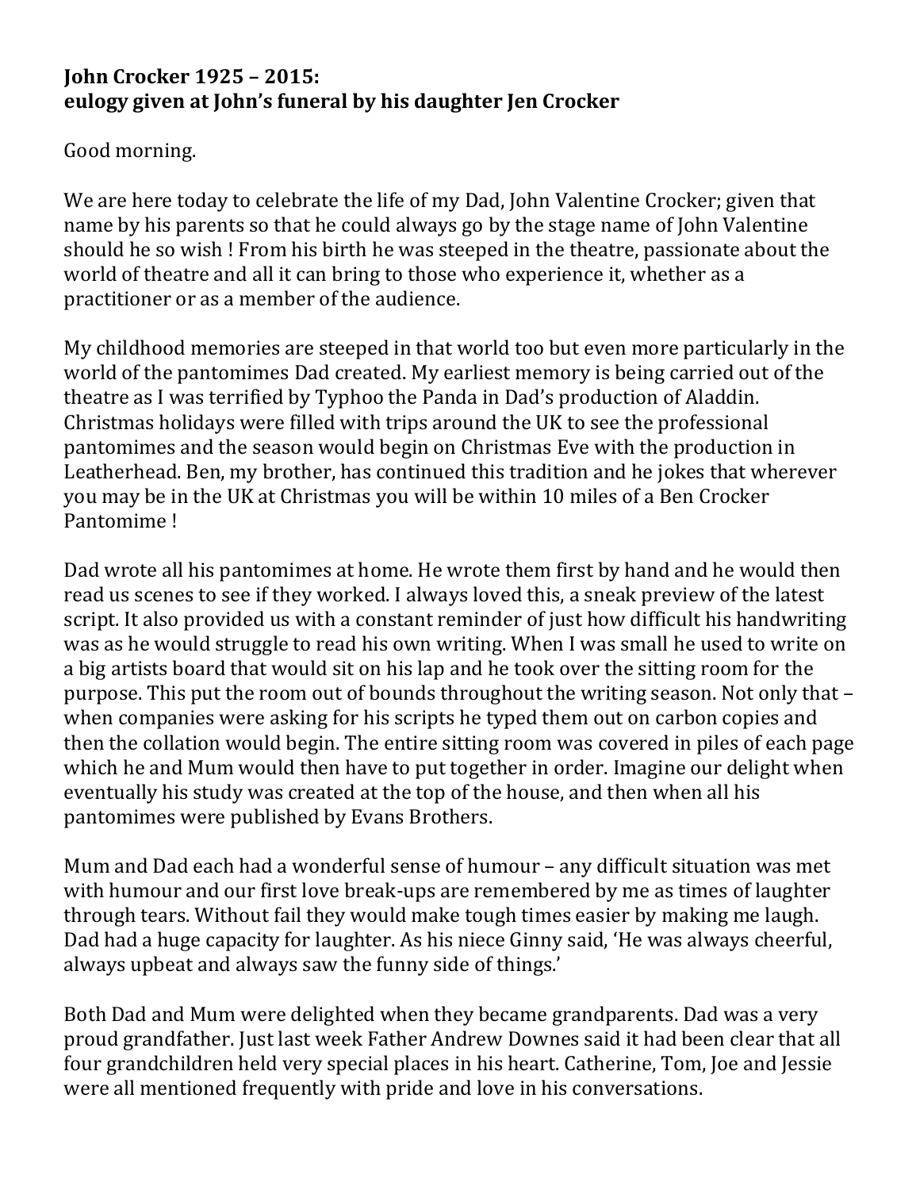**John Crocker 1925 – 2015:**
**eulogy given at John's funeral by his daughter Jen Crocker**

Good morning.

We are here today to celebrate the life of my Dad, John Valentine Crocker; given that name by his parents so that he could always go by the stage name of John Valentine should he so wish ! From his birth he was steeped in the theatre, passionate about the world of theatre and all it can bring to those who experience it, whether as a practitioner or as a member of the audience.

My childhood memories are steeped in that world too but even more particularly in the world of the pantomimes Dad created. My earliest memory is being carried out of the theatre as I was terrified by Typhoo the Panda in Dad's production of Aladdin. Christmas holidays were filled with trips around the UK to see the professional pantomimes and the season would begin on Christmas Eve with the production in Leatherhead. Ben, my brother, has continued this tradition and he jokes that wherever you may be in the UK at Christmas you will be within 10 miles of a Ben Crocker Pantomime !

Dad wrote all his pantomimes at home. He wrote them first by hand and he would then read us scenes to see if they worked. I always loved this, a sneak preview of the latest script. It also provided us with a constant reminder of just how difficult his handwriting was as he would struggle to read his own writing. When I was small he used to write on a big artists board that would sit on his lap and he took over the sitting room for the purpose. This put the room out of bounds throughout the writing season. Not only that – when companies were asking for his scripts he typed them out on carbon copies and then the collation would begin. The entire sitting room was covered in piles of each page which he and Mum would then have to put together in order. Imagine our delight when eventually his study was created at the top of the house, and then when all his pantomimes were published by Evans Brothers.

Mum and Dad each had a wonderful sense of humour – any difficult situation was met with humour and our first love break-ups are remembered by me as times of laughter through tears. Without fail they would make tough times easier by making me laugh. Dad had a huge capacity for laughter. As his niece Ginny said, 'He was always cheerful, always upbeat and always saw the funny side of things.'

Both Dad and Mum were delighted when they became grandparents. Dad was a very proud grandfather. Just last week Father Andrew Downes said it had been clear that all four grandchildren held very special places in his heart. Catherine, Tom, Joe and Jessie were all mentioned frequently with pride and love in his conversations.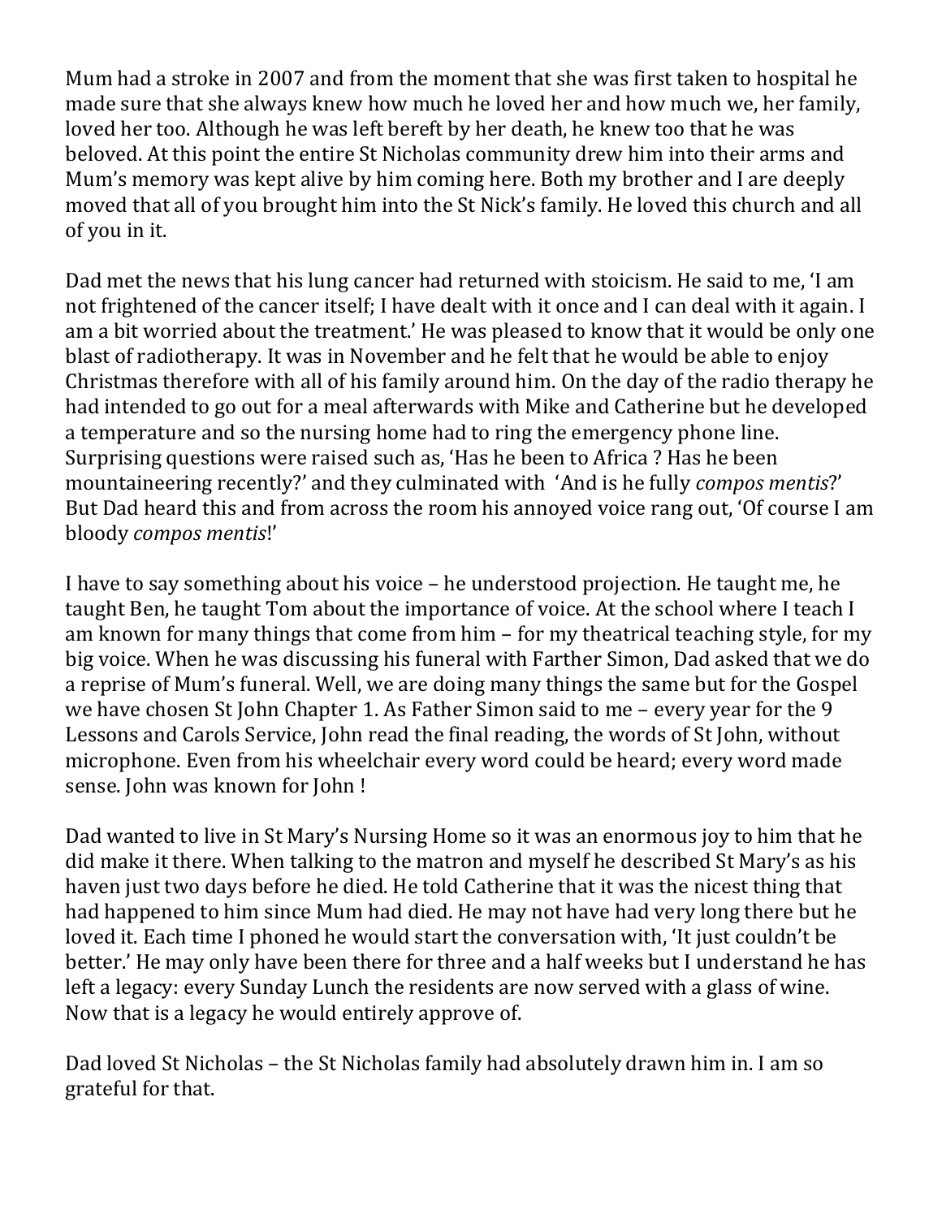Mum had a stroke in 2007 and from the moment that she was first taken to hospital he made sure that she always knew how much he loved her and how much we, her family, loved her too. Although he was left bereft by her death, he knew too that he was beloved. At this point the entire St Nicholas community drew him into their arms and Mum's memory was kept alive by him coming here. Both my brother and I are deeply moved that all of you brought him into the St Nick's family. He loved this church and all of you in it.

Dad met the news that his lung cancer had returned with stoicism. He said to me, 'I am not frightened of the cancer itself; I have dealt with it once and I can deal with it again. I am a bit worried about the treatment.' He was pleased to know that it would be only one blast of radiotherapy. It was in November and he felt that he would be able to enjoy Christmas therefore with all of his family around him. On the day of the radio therapy he had intended to go out for a meal afterwards with Mike and Catherine but he developed a temperature and so the nursing home had to ring the emergency phone line. Surprising questions were raised such as, 'Has he been to Africa ? Has he been mountaineering recently?' and they culminated with 'And is he fully *compos mentis*?' But Dad heard this and from across the room his annoyed voice rang out, 'Of course I am bloody *compos mentis*!'

I have to say something about his voice – he understood projection. He taught me, he taught Ben, he taught Tom about the importance of voice. At the school where I teach I am known for many things that come from him – for my theatrical teaching style, for my big voice. When he was discussing his funeral with Farther Simon, Dad asked that we do a reprise of Mum's funeral. Well, we are doing many things the same but for the Gospel we have chosen St John Chapter 1. As Father Simon said to me – every year for the 9 Lessons and Carols Service, John read the final reading, the words of St John, without microphone. Even from his wheelchair every word could be heard; every word made sense. John was known for John !

Dad wanted to live in St Mary's Nursing Home so it was an enormous joy to him that he did make it there. When talking to the matron and myself he described St Mary's as his haven just two days before he died. He told Catherine that it was the nicest thing that had happened to him since Mum had died. He may not have had very long there but he loved it. Each time I phoned he would start the conversation with, 'It just couldn't be better.' He may only have been there for three and a half weeks but I understand he has left a legacy: every Sunday Lunch the residents are now served with a glass of wine. Now that is a legacy he would entirely approve of.

Dad loved St Nicholas – the St Nicholas family had absolutely drawn him in. I am so grateful for that.